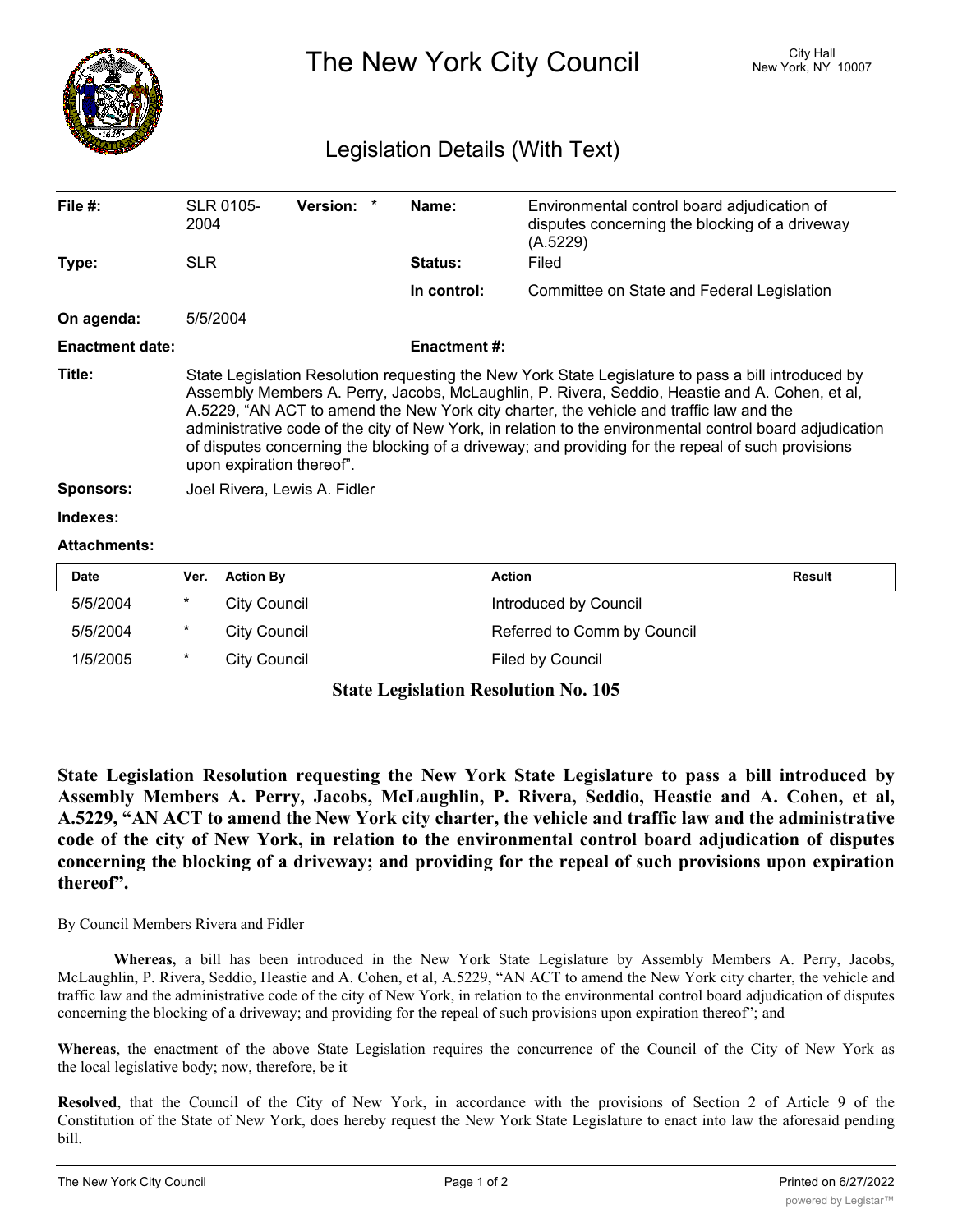# The New York City Council

City Hall
New York, NY 10007

## Legislation Details (With Text)

| | | | | | |
|---|---|---|---|---|---|
| **File #:** | SLR 0105-2004 | **Version:** | * | **Name:** | Environmental control board adjudication of disputes concerning the blocking of a driveway (A.5229) |
| **Type:** | SLR | | | **Status:** | Filed |
| | | | | **In control:** | Committee on State and Federal Legislation |
| **On agenda:** | 5/5/2004 | | | | |
| **Enactment date:** | | | | **Enactment #:** | |

**Title:** State Legislation Resolution requesting the New York State Legislature to pass a bill introduced by Assembly Members A. Perry, Jacobs, McLaughlin, P. Rivera, Seddio, Heastie and A. Cohen, et al, A.5229, "AN ACT to amend the New York city charter, the vehicle and traffic law and the administrative code of the city of New York, in relation to the environmental control board adjudication of disputes concerning the blocking of a driveway; and providing for the repeal of such provisions upon expiration thereof".

**Sponsors:** Joel Rivera, Lewis A. Fidler

**Indexes:**

**Attachments:**

| Date | Ver. | Action By | Action | Result |
|---|---|---|---|---|
| 5/5/2004 | * | City Council | Introduced by Council | |
| 5/5/2004 | * | City Council | Referred to Comm by Council | |
| 1/5/2005 | * | City Council | Filed by Council | |

### State Legislation Resolution No. 105

**State Legislation Resolution requesting the New York State Legislature to pass a bill introduced by Assembly Members A. Perry, Jacobs, McLaughlin, P. Rivera, Seddio, Heastie and A. Cohen, et al, A.5229, "AN ACT to amend the New York city charter, the vehicle and traffic law and the administrative code of the city of New York, in relation to the environmental control board adjudication of disputes concerning the blocking of a driveway; and providing for the repeal of such provisions upon expiration thereof".**

By Council Members Rivera and Fidler

**Whereas,** a bill has been introduced in the New York State Legislature by Assembly Members A. Perry, Jacobs, McLaughlin, P. Rivera, Seddio, Heastie and A. Cohen, et al, A.5229, "AN ACT to amend the New York city charter, the vehicle and traffic law and the administrative code of the city of New York, in relation to the environmental control board adjudication of disputes concerning the blocking of a driveway; and providing for the repeal of such provisions upon expiration thereof"; and

**Whereas**, the enactment of the above State Legislation requires the concurrence of the Council of the City of New York as the local legislative body; now, therefore, be it

**Resolved**, that the Council of the City of New York, in accordance with the provisions of Section 2 of Article 9 of the Constitution of the State of New York, does hereby request the New York State Legislature to enact into law the aforesaid pending bill.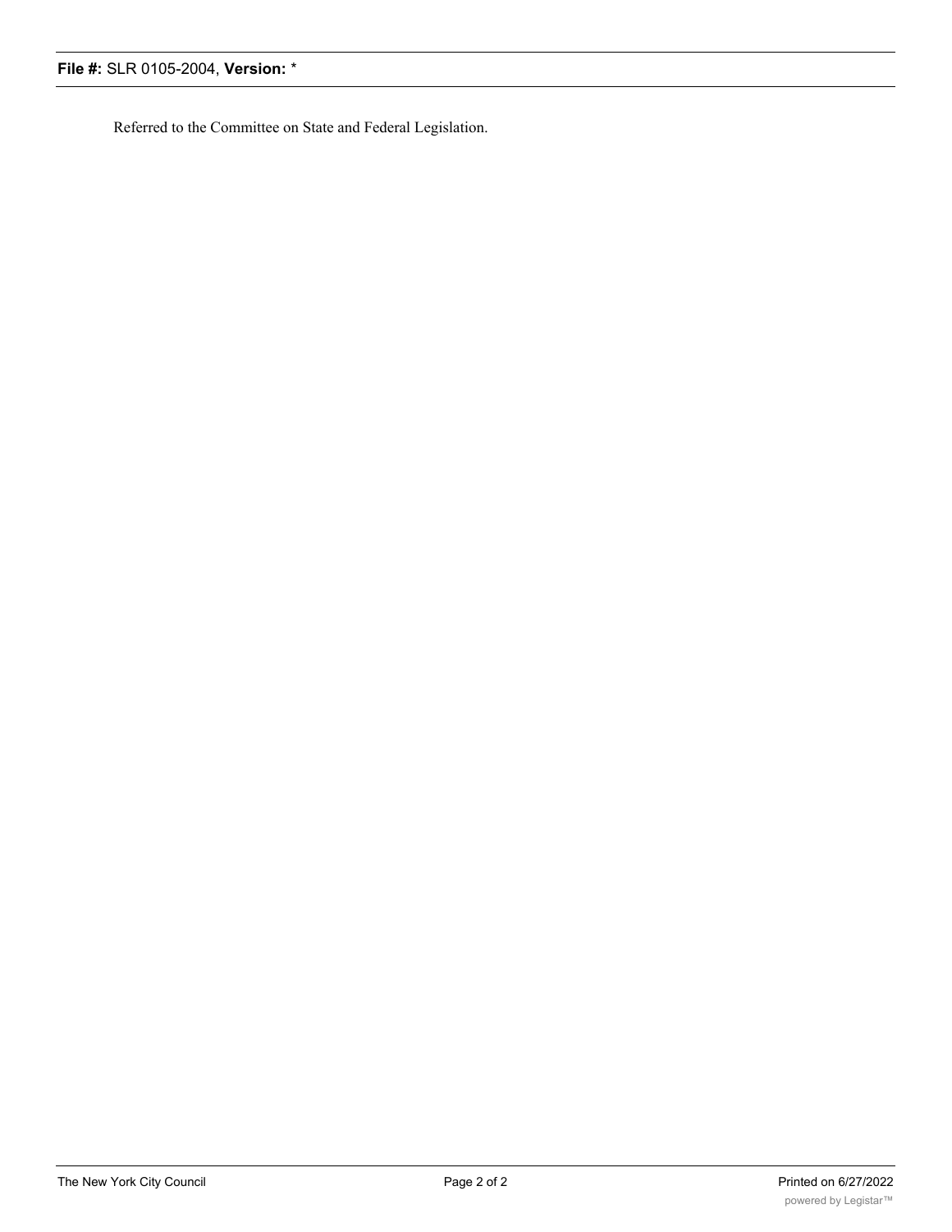Referred to the Committee on State and Federal Legislation.